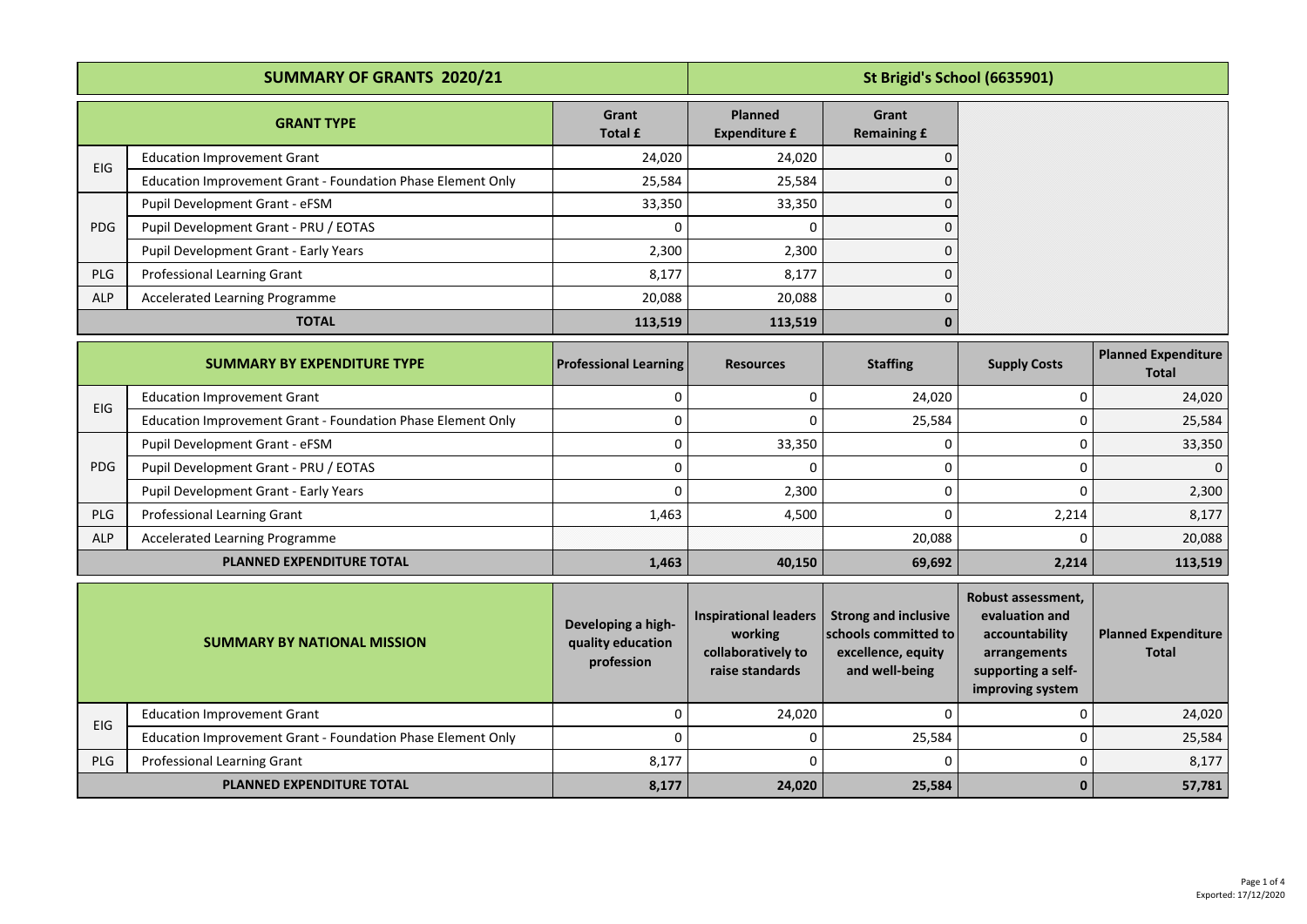| SUMMARY OF GRANTS 2020/21 | | | St Brigid's School (6635901) | |
|---|---|---|---|---|
| **GRANT TYPE** | | **Grant Total £** | **Planned Expenditure £** | **Grant Remaining £** |
| EIG | Education Improvement Grant | 24,020 | 24,020 | 0 |
| | Education Improvement Grant - Foundation Phase Element Only | 25,584 | 25,584 | 0 |
| PDG | Pupil Development Grant - eFSM | 33,350 | 33,350 | 0 |
| | Pupil Development Grant - PRU / EOTAS | 0 | 0 | 0 |
| | Pupil Development Grant - Early Years | 2,300 | 2,300 | 0 |
| PLG | Professional Learning Grant | 8,177 | 8,177 | 0 |
| ALP | Accelerated Learning Programme | 20,088 | 20,088 | 0 |
| **TOTAL** | | **113,519** | **113,519** | **0** |

| SUMMARY BY EXPENDITURE TYPE | | Professional Learning | Resources | Staffing | Supply Costs | Planned Expenditure Total |
|---|---|---|---|---|---|---|
| EIG | Education Improvement Grant | 0 | 0 | 24,020 | 0 | 24,020 |
| | Education Improvement Grant - Foundation Phase Element Only | 0 | 0 | 25,584 | 0 | 25,584 |
| PDG | Pupil Development Grant - eFSM | 0 | 33,350 | 0 | 0 | 33,350 |
| | Pupil Development Grant - PRU / EOTAS | 0 | 0 | 0 | 0 | 0 |
| | Pupil Development Grant - Early Years | 0 | 2,300 | 0 | 0 | 2,300 |
| PLG | Professional Learning Grant | 1,463 | 4,500 | 0 | 2,214 | 8,177 |
| ALP | Accelerated Learning Programme | | | 20,088 | 0 | 20,088 |
| **PLANNED EXPENDITURE TOTAL** | | **1,463** | **40,150** | **69,692** | **2,214** | **113,519** |

| SUMMARY BY NATIONAL MISSION | | Developing a high-quality education profession | Inspirational leaders working collaboratively to raise standards | Strong and inclusive schools committed to excellence, equity and well-being | Robust assessment, evaluation and accountability arrangements supporting a self-improving system | Planned Expenditure Total |
|---|---|---|---|---|---|---|
| EIG | Education Improvement Grant | 0 | 24,020 | 0 | 0 | 24,020 |
| | Education Improvement Grant - Foundation Phase Element Only | 0 | 0 | 25,584 | 0 | 25,584 |
| PLG | Professional Learning Grant | 8,177 | 0 | 0 | 0 | 8,177 |
| **PLANNED EXPENDITURE TOTAL** | | **8,177** | **24,020** | **25,584** | **0** | **57,781** |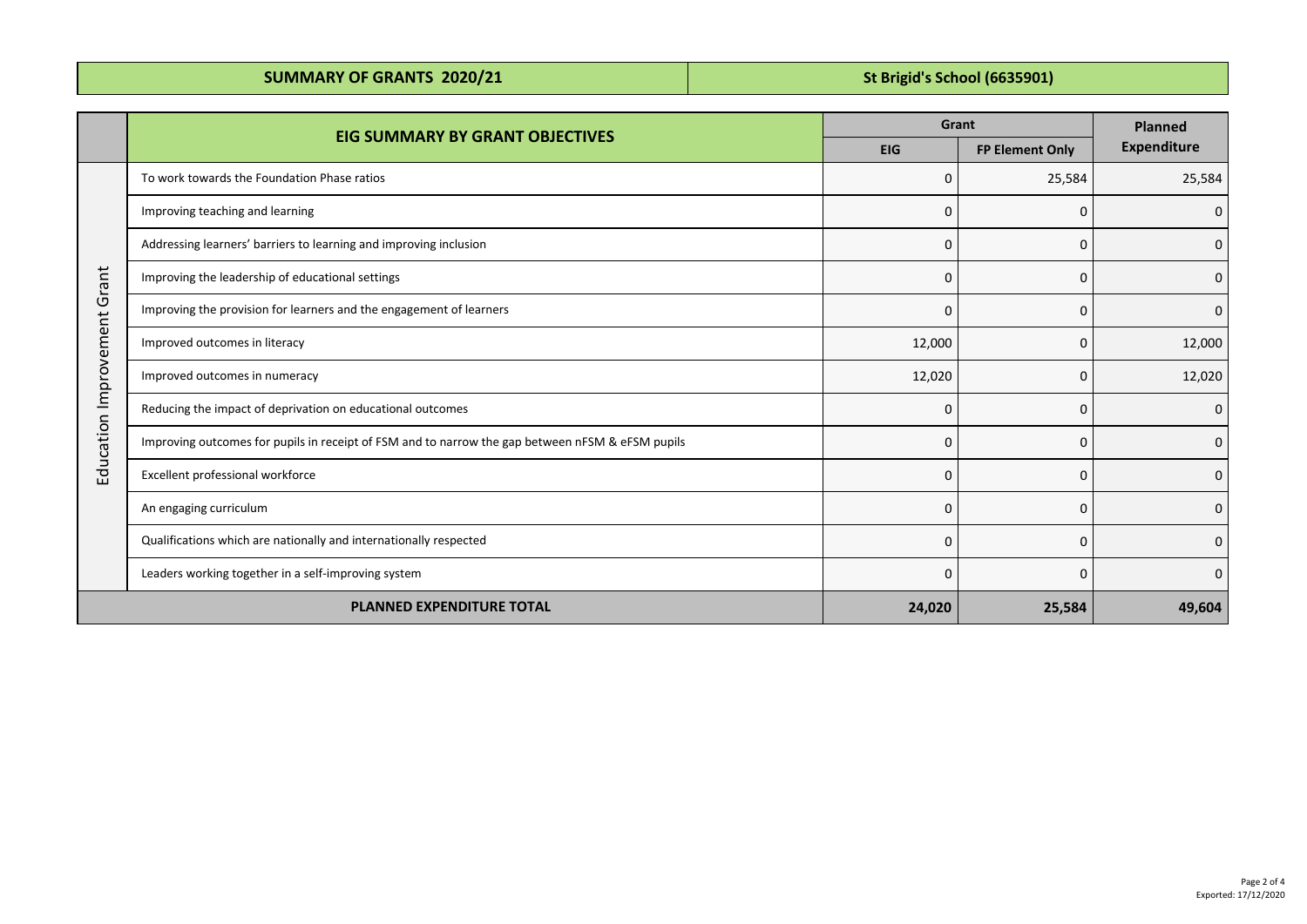| SUMMARY OF GRANTS 2020/21 | St Brigid's School (6635901) |
|---|---|

| | EIG SUMMARY BY GRANT OBJECTIVES | Grant | | Planned Expenditure |
|---|---|---|---|---|
| | | EIG | FP Element Only | |
| Education Improvement Grant | To work towards the Foundation Phase ratios | 0 | 25,584 | 25,584 |
| | Improving teaching and learning | 0 | 0 | 0 |
| | Addressing learners' barriers to learning and improving inclusion | 0 | 0 | 0 |
| | Improving the leadership of educational settings | 0 | 0 | 0 |
| | Improving the provision for learners and the engagement of learners | 0 | 0 | 0 |
| | Improved outcomes in literacy | 12,000 | 0 | 12,000 |
| | Improved outcomes in numeracy | 12,020 | 0 | 12,020 |
| | Reducing the impact of deprivation on educational outcomes | 0 | 0 | 0 |
| | Improving outcomes for pupils in receipt of FSM and to narrow the gap between nFSM & eFSM pupils | 0 | 0 | 0 |
| | Excellent professional workforce | 0 | 0 | 0 |
| | An engaging curriculum | 0 | 0 | 0 |
| | Qualifications which are nationally and internationally respected | 0 | 0 | 0 |
| | Leaders working together in a self-improving system | 0 | 0 | 0 |
| **PLANNED EXPENDITURE TOTAL** | | **24,020** | **25,584** | **49,604** |

Exported: 17/12/2020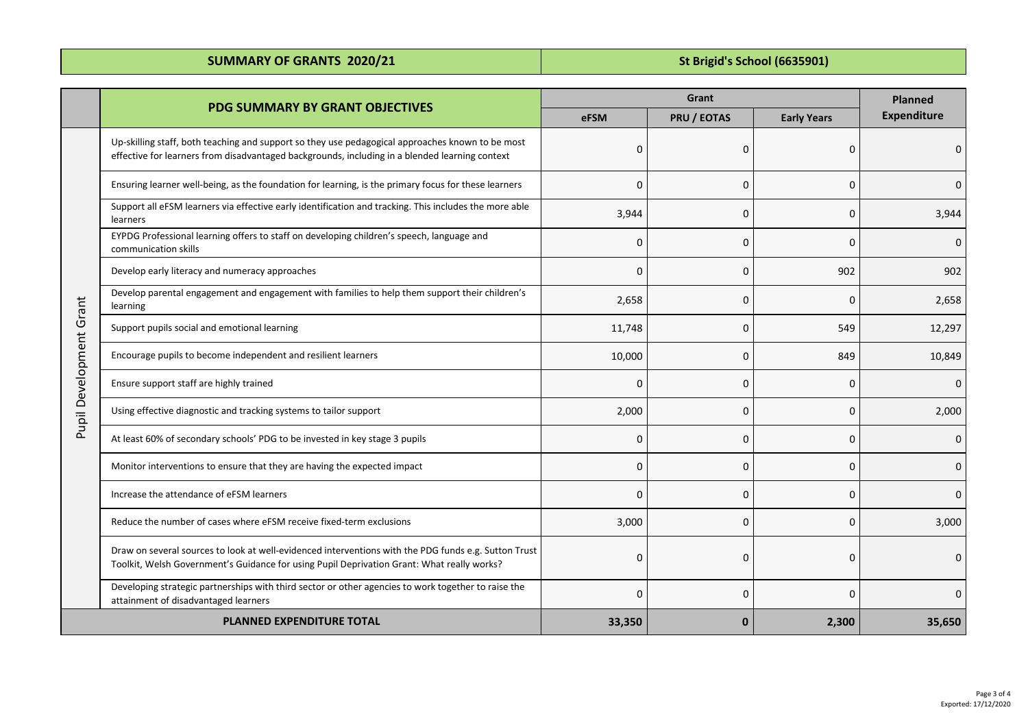| SUMMARY OF GRANTS 2020/21 | St Brigid's School (6635901) |
|---|---|

| | PDG SUMMARY BY GRANT OBJECTIVES | Grant | | | Planned Expenditure |
|---|---|---|---|---|---|
| | | eFSM | PRU / EOTAS | Early Years | |
| Pupil Development Grant | Up-skilling staff, both teaching and support so they use pedagogical approaches known to be most effective for learners from disadvantaged backgrounds, including in a blended learning context | 0 | 0 | 0 | 0 |
| | Ensuring learner well-being, as the foundation for learning, is the primary focus for these learners | 0 | 0 | 0 | 0 |
| | Support all eFSM learners via effective early identification and tracking. This includes the more able learners | 3,944 | 0 | 0 | 3,944 |
| | EYPDG Professional learning offers to staff on developing children's speech, language and communication skills | 0 | 0 | 0 | 0 |
| | Develop early literacy and numeracy approaches | 0 | 0 | 902 | 902 |
| | Develop parental engagement and engagement with families to help them support their children's learning | 2,658 | 0 | 0 | 2,658 |
| | Support pupils social and emotional learning | 11,748 | 0 | 549 | 12,297 |
| | Encourage pupils to become independent and resilient learners | 10,000 | 0 | 849 | 10,849 |
| | Ensure support staff are highly trained | 0 | 0 | 0 | 0 |
| | Using effective diagnostic and tracking systems to tailor support | 2,000 | 0 | 0 | 2,000 |
| | At least 60% of secondary schools' PDG to be invested in key stage 3 pupils | 0 | 0 | 0 | 0 |
| | Monitor interventions to ensure that they are having the expected impact | 0 | 0 | 0 | 0 |
| | Increase the attendance of eFSM learners | 0 | 0 | 0 | 0 |
| | Reduce the number of cases where eFSM receive fixed-term exclusions | 3,000 | 0 | 0 | 3,000 |
| | Draw on several sources to look at well-evidenced interventions with the PDG funds e.g. Sutton Trust Toolkit, Welsh Government's Guidance for using Pupil Deprivation Grant: What really works? | 0 | 0 | 0 | 0 |
| | Developing strategic partnerships with third sector or other agencies to work together to raise the attainment of disadvantaged learners | 0 | 0 | 0 | 0 |
| **PLANNED EXPENDITURE TOTAL** | | **33,350** | **0** | **2,300** | **35,650** |

Exported: 17/12/2020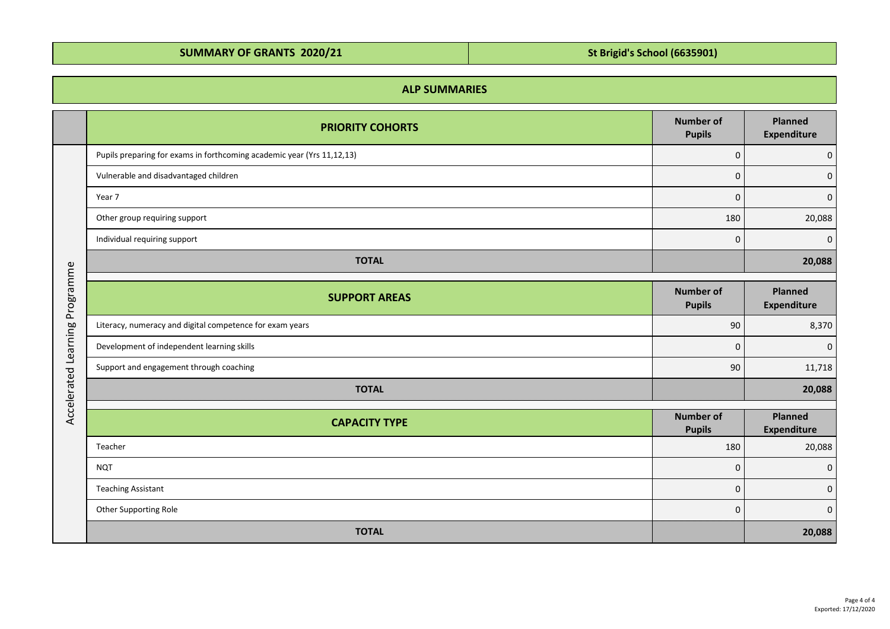| SUMMARY OF GRANTS 2020/21 | St Brigid's School (6635901) |
|---|---|

## ALP SUMMARIES

Accelerated Learning Programme

| PRIORITY COHORTS | Number of Pupils | Planned Expenditure |
|---|---|---|
| Pupils preparing for exams in forthcoming academic year (Yrs 11,12,13) | 0 | 0 |
| Vulnerable and disadvantaged children | 0 | 0 |
| Year 7 | 0 | 0 |
| Other group requiring support | 180 | 20,088 |
| Individual requiring support | 0 | 0 |
| **TOTAL** | | **20,088** |

| SUPPORT AREAS | Number of Pupils | Planned Expenditure |
|---|---|---|
| Literacy, numeracy and digital competence for exam years | 90 | 8,370 |
| Development of independent learning skills | 0 | 0 |
| Support and engagement through coaching | 90 | 11,718 |
| **TOTAL** | | **20,088** |

| CAPACITY TYPE | Number of Pupils | Planned Expenditure |
|---|---|---|
| Teacher | 180 | 20,088 |
| NQT | 0 | 0 |
| Teaching Assistant | 0 | 0 |
| Other Supporting Role | 0 | 0 |
| **TOTAL** | | **20,088** |

Exported: 17/12/2020